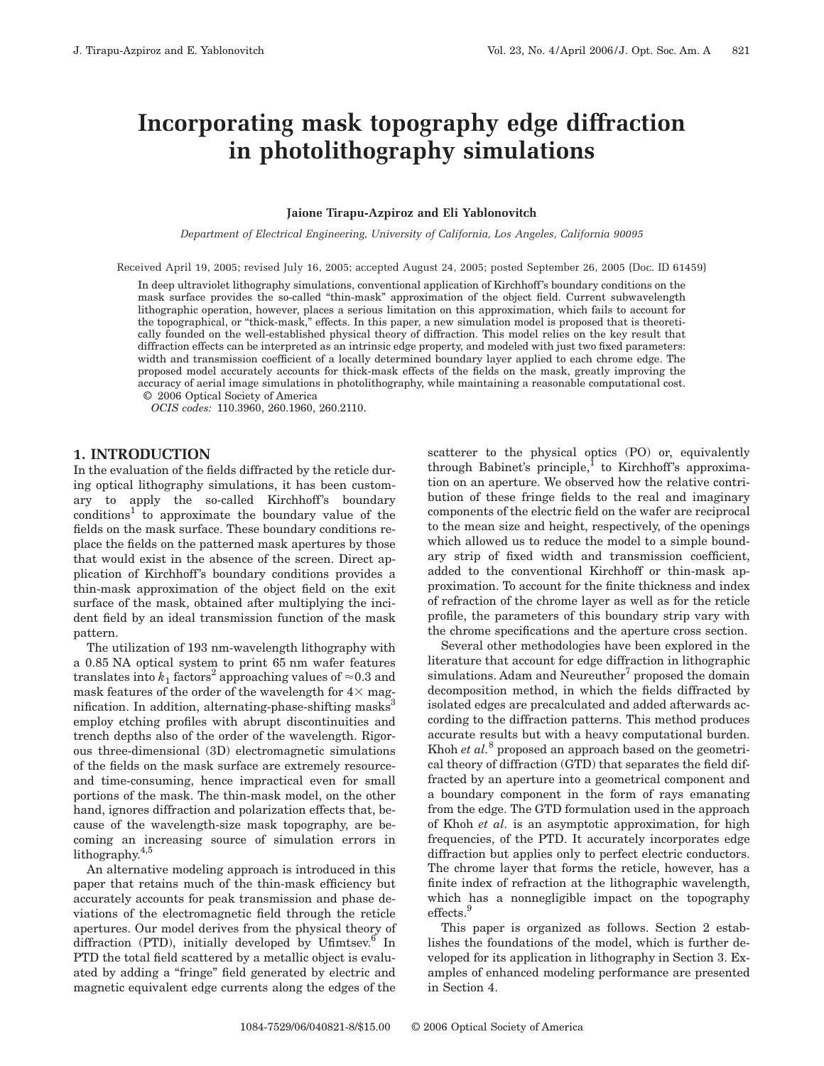# Incorporating mask topography edge diffraction in photolithography simulations

**Jaione Tirapu-Azpiroz and Eli Yablonovitch**

*Department of Electrical Engineering, University of California, Los Angeles, California 90095*

Received April 19, 2005; revised July 16, 2005; accepted August 24, 2005; posted September 26, 2005 (Doc. ID 61459)

In deep ultraviolet lithography simulations, conventional application of Kirchhoff's boundary conditions on the mask surface provides the so-called "thin-mask" approximation of the object field. Current subwavelength lithographic operation, however, places a serious limitation on this approximation, which fails to account for the topographical, or "thick-mask," effects. In this paper, a new simulation model is proposed that is theoretically founded on the well-established physical theory of diffraction. This model relies on the key result that diffraction effects can be interpreted as an intrinsic edge property, and modeled with just two fixed parameters: width and transmission coefficient of a locally determined boundary layer applied to each chrome edge. The proposed model accurately accounts for thick-mask effects of the fields on the mask, greatly improving the accuracy of aerial image simulations in photolithography, while maintaining a reasonable computational cost. © 2006 Optical Society of America

*OCIS codes:* 110.3960, 260.1960, 260.2110.

## 1. INTRODUCTION

In the evaluation of the fields diffracted by the reticle during optical lithography simulations, it has been customary to apply the so-called Kirchhoff's boundary conditions[1] to approximate the boundary value of the fields on the mask surface. These boundary conditions replace the fields on the patterned mask apertures by those that would exist in the absence of the screen. Direct application of Kirchhoff's boundary conditions provides a thin-mask approximation of the object field on the exit surface of the mask, obtained after multiplying the incident field by an ideal transmission function of the mask pattern.

The utilization of 193 nm-wavelength lithography with a 0.85 NA optical system to print 65 nm wafer features translates into $k_1$ factors[2] approaching values of $\approx 0.3$ and mask features of the order of the wavelength for $4\times$ magnification. In addition, alternating-phase-shifting masks[3] employ etching profiles with abrupt discontinuities and trench depths also of the order of the wavelength. Rigorous three-dimensional (3D) electromagnetic simulations of the fields on the mask surface are extremely resource- and time-consuming, hence impractical even for small portions of the mask. The thin-mask model, on the other hand, ignores diffraction and polarization effects that, because of the wavelength-size mask topography, are becoming an increasing source of simulation errors in lithography.[4,5]

An alternative modeling approach is introduced in this paper that retains much of the thin-mask efficiency but accurately accounts for peak transmission and phase deviations of the electromagnetic field through the reticle apertures. Our model derives from the physical theory of diffraction (PTD), initially developed by Ufimtsev.[6] In PTD the total field scattered by a metallic object is evaluated by adding a "fringe" field generated by electric and magnetic equivalent edge currents along the edges of the scatterer to the physical optics (PO) or, equivalently through Babinet's principle,[1] to Kirchhoff's approximation on an aperture. We observed how the relative contribution of these fringe fields to the real and imaginary components of the electric field on the wafer are reciprocal to the mean size and height, respectively, of the openings which allowed us to reduce the model to a simple boundary strip of fixed width and transmission coefficient, added to the conventional Kirchhoff or thin-mask approximation. To account for the finite thickness and index of refraction of the chrome layer as well as for the reticle profile, the parameters of this boundary strip vary with the chrome specifications and the aperture cross section.

Several other methodologies have been explored in the literature that account for edge diffraction in lithographic simulations. Adam and Neureuther[7] proposed the domain decomposition method, in which the fields diffracted by isolated edges are precalculated and added afterwards according to the diffraction patterns. This method produces accurate results but with a heavy computational burden. Khoh *et al.*[8] proposed an approach based on the geometrical theory of diffraction (GTD) that separates the field diffracted by an aperture into a geometrical component and a boundary component in the form of rays emanating from the edge. The GTD formulation used in the approach of Khoh *et al.* is an asymptotic approximation, for high frequencies, of the PTD. It accurately incorporates edge diffraction but applies only to perfect electric conductors. The chrome layer that forms the reticle, however, has a finite index of refraction at the lithographic wavelength, which has a nonnegligible impact on the topography effects.[9]

This paper is organized as follows. Section 2 establishes the foundations of the model, which is further developed for its application in lithography in Section 3. Examples of enhanced modeling performance are presented in Section 4.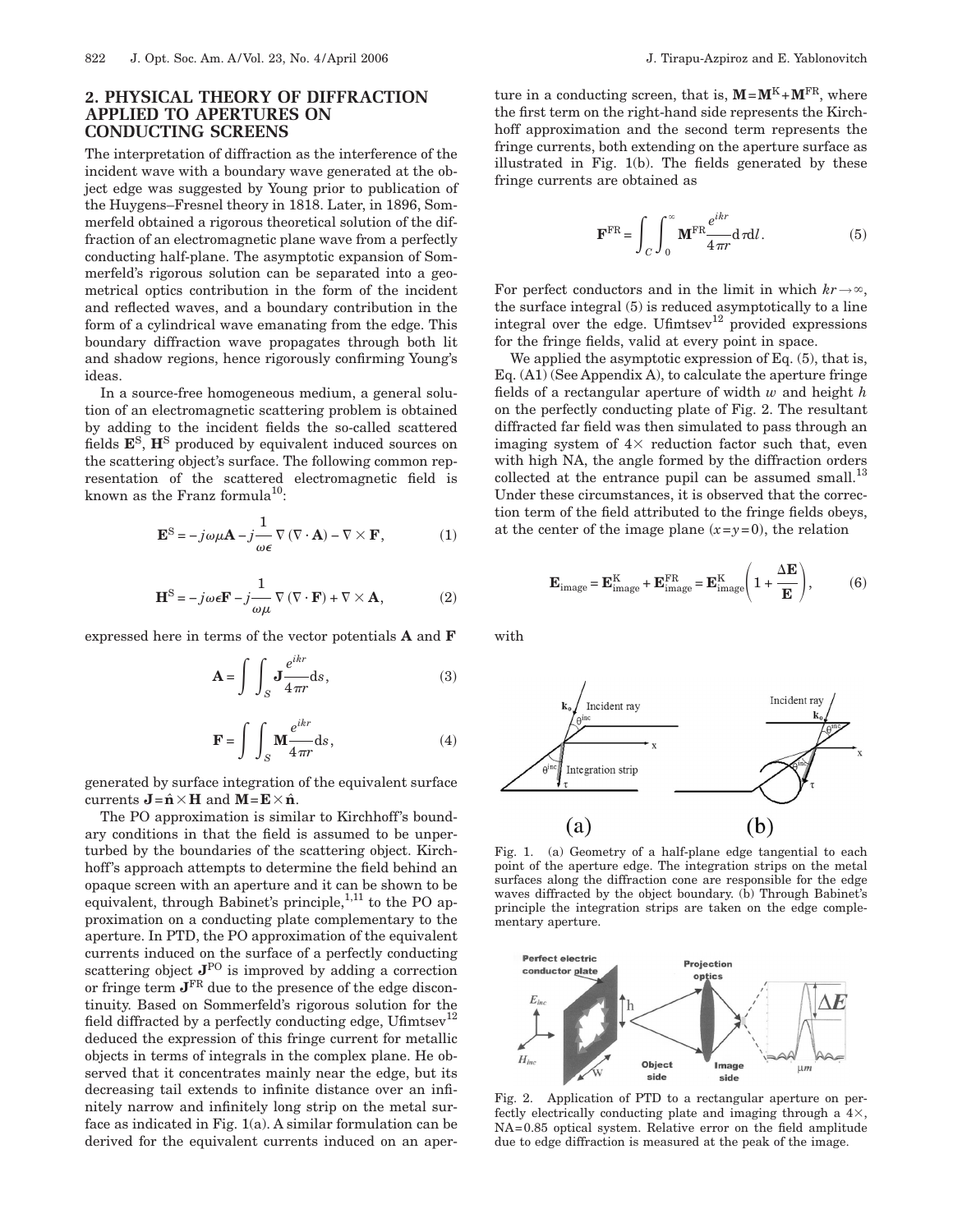## 2. PHYSICAL THEORY OF DIFFRACTION APPLIED TO APERTURES ON CONDUCTING SCREENS

The interpretation of diffraction as the interference of the incident wave with a boundary wave generated at the object edge was suggested by Young prior to publication of the Huygens–Fresnel theory in 1818. Later, in 1896, Sommerfeld obtained a rigorous theoretical solution of the diffraction of an electromagnetic plane wave from a perfectly conducting half-plane. The asymptotic expansion of Sommerfeld's rigorous solution can be separated into a geometrical optics contribution in the form of the incident and reflected waves, and a boundary contribution in the form of a cylindrical wave emanating from the edge. This boundary diffraction wave propagates through both lit and shadow regions, hence rigorously confirming Young's ideas.

In a source-free homogeneous medium, a general solution of an electromagnetic scattering problem is obtained by adding to the incident fields the so-called scattered fields $\mathbf{E}^{\mathrm{S}}$, $\mathbf{H}^{\mathrm{S}}$ produced by equivalent induced sources on the scattering object's surface. The following common representation of the scattered electromagnetic field is known as the Franz formula[10]:

$$\mathbf{E}^{\mathrm{S}} = -j\omega\mu\mathbf{A} - j\frac{1}{\omega\epsilon}\nabla(\nabla \cdot \mathbf{A}) - \nabla \times \mathbf{F}, \tag{1}$$

$$\mathbf{H}^{\mathrm{S}} = -j\omega\epsilon\mathbf{F} - j\frac{1}{\omega\mu}\nabla(\nabla \cdot \mathbf{F}) + \nabla \times \mathbf{A}, \tag{2}$$

expressed here in terms of the vector potentials $\mathbf{A}$ and $\mathbf{F}$

$$\mathbf{A} = \int\int_S \mathbf{J}\frac{e^{ikr}}{4\pi r}\mathrm{d}s, \tag{3}$$

$$\mathbf{F} = \int\int_S \mathbf{M}\frac{e^{ikr}}{4\pi r}\mathrm{d}s, \tag{4}$$

generated by surface integration of the equivalent surface currents $\mathbf{J} = \hat{\mathbf{n}} \times \mathbf{H}$ and $\mathbf{M} = \mathbf{E} \times \hat{\mathbf{n}}$.

The PO approximation is similar to Kirchhoff's boundary conditions in that the field is assumed to be unperturbed by the boundaries of the scattering object. Kirchhoff's approach attempts to determine the field behind an opaque screen with an aperture and it can be shown to be equivalent, through Babinet's principle,[1,11] to the PO approximation on a conducting plate complementary to the aperture. In PTD, the PO approximation of the equivalent currents induced on the surface of a perfectly conducting scattering object $\mathbf{J}^{\mathrm{PO}}$ is improved by adding a correction or fringe term $\mathbf{J}^{\mathrm{FR}}$ due to the presence of the edge discontinuity. Based on Sommerfeld's rigorous solution for the field diffracted by a perfectly conducting edge, Ufimtsev[12] deduced the expression of this fringe current for metallic objects in terms of integrals in the complex plane. He observed that it concentrates mainly near the edge, but its decreasing tail extends to infinite distance over an infinitely narrow and infinitely long strip on the metal surface as indicated in Fig. 1(a). A similar formulation can be derived for the equivalent currents induced on an aperture in a conducting screen, that is, $\mathbf{M} = \mathbf{M}^{\mathrm{K}} + \mathbf{M}^{\mathrm{FR}}$, where the first term on the right-hand side represents the Kirchhoff approximation and the second term represents the fringe currents, both extending on the aperture surface as illustrated in Fig. 1(b). The fields generated by these fringe currents are obtained as

$$\mathbf{F}^{\mathrm{FR}} = \int_C \int_0^\infty \mathbf{M}^{\mathrm{FR}}\frac{e^{ikr}}{4\pi r}\mathrm{d}\tau\mathrm{d}l. \tag{5}$$

For perfect conductors and in the limit in which $kr \to \infty$, the surface integral (5) is reduced asymptotically to a line integral over the edge. Ufimtsev[12] provided expressions for the fringe fields, valid at every point in space.

We applied the asymptotic expression of Eq. (5), that is, Eq. (A1) (See Appendix A), to calculate the aperture fringe fields of a rectangular aperture of width $w$ and height $h$ on the perfectly conducting plate of Fig. 2. The resultant diffracted far field was then simulated to pass through an imaging system of $4\times$ reduction factor such that, even with high NA, the angle formed by the diffraction orders collected at the entrance pupil can be assumed small.[13] Under these circumstances, it is observed that the correction term of the field attributed to the fringe fields obeys, at the center of the image plane ($x = y = 0$), the relation

$$\mathbf{E}_{\mathrm{image}} = \mathbf{E}^{\mathrm{K}}_{\mathrm{image}} + \mathbf{E}^{\mathrm{FR}}_{\mathrm{image}} = \mathbf{E}^{\mathrm{K}}_{\mathrm{image}}\left(1 + \frac{\Delta\mathbf{E}}{\mathbf{E}}\right), \tag{6}$$

with

Fig. 1. (a) Geometry of a half-plane edge tangential to each point of the aperture edge. The integration strips on the metal surfaces along the diffraction cone are responsible for the edge waves diffracted by the object boundary. (b) Through Babinet's principle the integration strips are taken on the edge complementary aperture.

Fig. 2. Application of PTD to a rectangular aperture on perfectly electrically conducting plate and imaging through a $4\times$, NA=0.85 optical system. Relative error on the field amplitude due to edge diffraction is measured at the peak of the image.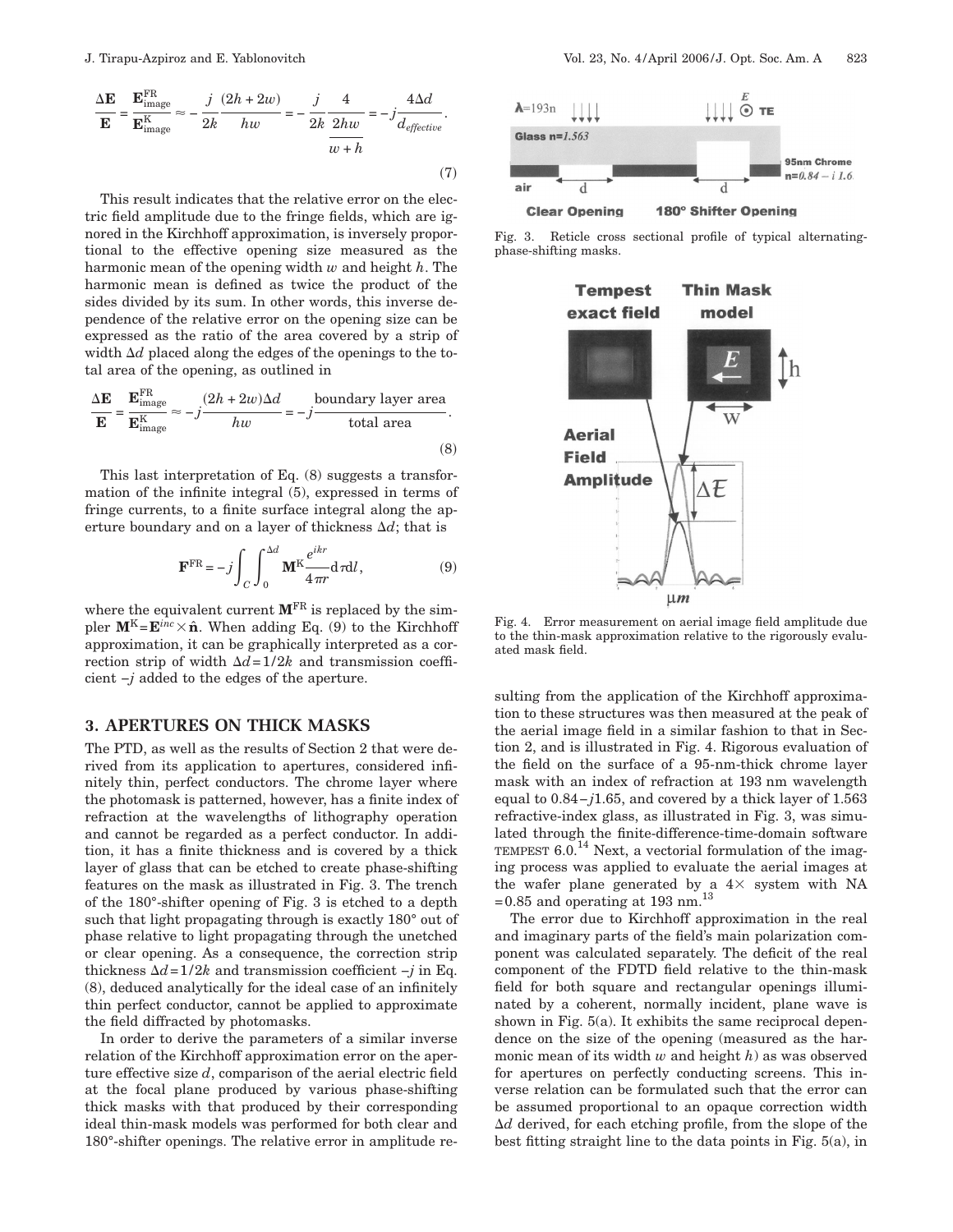$$\frac{\Delta \mathbf{E}}{\mathbf{E}} = \frac{\mathbf{E}^{\mathrm{FR}}_{\mathrm{image}}}{\mathbf{E}^{\mathrm{K}}_{\mathrm{image}}} \approx -\frac{j}{2k}\frac{(2h+2w)}{hw} = -\frac{j}{2k}\frac{4}{\dfrac{2hw}{w+h}} = -j\frac{4\Delta d}{d_{effective}}. \tag{7}$$

This result indicates that the relative error on the electric field amplitude due to the fringe fields, which are ignored in the Kirchhoff approximation, is inversely proportional to the effective opening size measured as the harmonic mean of the opening width $w$ and height $h$. The harmonic mean is defined as twice the product of the sides divided by its sum. In other words, this inverse dependence of the relative error on the opening size can be expressed as the ratio of the area covered by a strip of width $\Delta d$ placed along the edges of the openings to the total area of the opening, as outlined in

$$\frac{\Delta \mathbf{E}}{\mathbf{E}} = \frac{\mathbf{E}^{\mathrm{FR}}_{\mathrm{image}}}{\mathbf{E}^{\mathrm{K}}_{\mathrm{image}}} \approx -j\frac{(2h+2w)\Delta d}{hw} = -j\frac{\text{boundary layer area}}{\text{total area}}. \tag{8}$$

This last interpretation of Eq. (8) suggests a transformation of the infinite integral (5), expressed in terms of fringe currents, to a finite surface integral along the aperture boundary and on a layer of thickness $\Delta d$; that is

$$\mathbf{F}^{\mathrm{FR}} = -j\int_C \int_0^{\Delta d} \mathbf{M}^{\mathrm{K}} \frac{e^{ikr}}{4\pi r} \mathrm{d}\tau \mathrm{d}l, \tag{9}$$

where the equivalent current $\mathbf{M}^{\mathrm{FR}}$ is replaced by the simpler $\mathbf{M}^{\mathrm{K}} = \mathbf{E}^{inc} \times \hat{\mathbf{n}}$. When adding Eq. (9) to the Kirchhoff approximation, it can be graphically interpreted as a correction strip of width $\Delta d = 1/2k$ and transmission coefficient $-j$ added to the edges of the aperture.

## 3. APERTURES ON THICK MASKS

The PTD, as well as the results of Section 2 that were derived from its application to apertures, considered infinitely thin, perfect conductors. The chrome layer where the photomask is patterned, however, has a finite index of refraction at the wavelengths of lithography operation and cannot be regarded as a perfect conductor. In addition, it has a finite thickness and is covered by a thick layer of glass that can be etched to create phase-shifting features on the mask as illustrated in Fig. 3. The trench of the 180°-shifter opening of Fig. 3 is etched to a depth such that light propagating through is exactly 180° out of phase relative to light propagating through the unetched or clear opening. As a consequence, the correction strip thickness $\Delta d = 1/2k$ and transmission coefficient $-j$ in Eq. (8), deduced analytically for the ideal case of an infinitely thin perfect conductor, cannot be applied to approximate the field diffracted by photomasks.

In order to derive the parameters of a similar inverse relation of the Kirchhoff approximation error on the aperture effective size $d$, comparison of the aerial electric field at the focal plane produced by various phase-shifting thick masks with that produced by their corresponding ideal thin-mask models was performed for both clear and 180°-shifter openings. The relative error in amplitude resulting from the application of the Kirchhoff approximation to these structures was then measured at the peak of the aerial image field in a similar fashion to that in Section 2, and is illustrated in Fig. 4. Rigorous evaluation of the field on the surface of a 95-nm-thick chrome layer mask with an index of refraction at 193 nm wavelength equal to $0.84 - j1.65$, and covered by a thick layer of 1.563 refractive-index glass, as illustrated in Fig. 3, was simulated through the finite-difference-time-domain software TEMPEST 6.0.[14] Next, a vectorial formulation of the imaging process was applied to evaluate the aerial images at the wafer plane generated by a 4× system with NA $= 0.85$ and operating at 193 nm.[13]

Fig. 3. Reticle cross sectional profile of typical alternating-phase-shifting masks.

Fig. 4. Error measurement on aerial image field amplitude due to the thin-mask approximation relative to the rigorously evaluated mask field.

The error due to Kirchhoff approximation in the real and imaginary parts of the field's main polarization component was calculated separately. The deficit of the real component of the FDTD field relative to the thin-mask field for both square and rectangular openings illuminated by a coherent, normally incident, plane wave is shown in Fig. 5(a). It exhibits the same reciprocal dependence on the size of the opening (measured as the harmonic mean of its width $w$ and height $h$) as was observed for apertures on perfectly conducting screens. This inverse relation can be formulated such that the error can be assumed proportional to an opaque correction width $\Delta d$ derived, for each etching profile, from the slope of the best fitting straight line to the data points in Fig. 5(a), in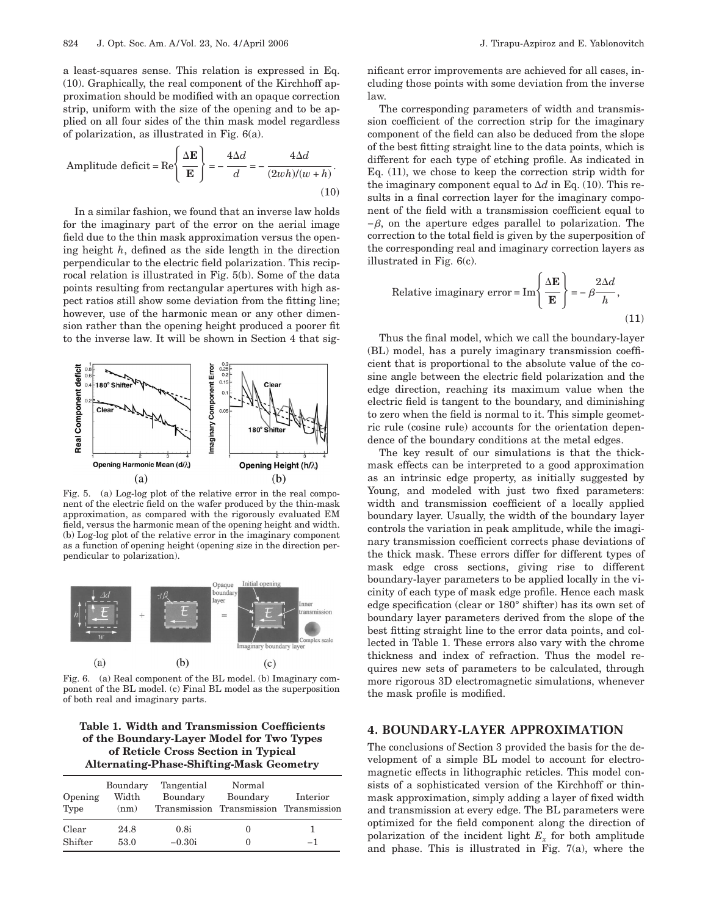a least-squares sense. This relation is expressed in Eq. (10). Graphically, the real component of the Kirchhoff approximation should be modified with an opaque correction strip, uniform with the size of the opening and to be applied on all four sides of the thin mask model regardless of polarization, as illustrated in Fig. 6(a).

$$\text{Amplitude deficit} = \text{Re}\left\{\frac{\Delta \mathbf{E}}{\mathbf{E}}\right\} = -\frac{4\Delta d}{d} = -\frac{4\Delta d}{(2wh)/(w+h)}. \tag{10}$$

In a similar fashion, we found that an inverse law holds for the imaginary part of the error on the aerial image field due to the thin mask approximation versus the opening height $h$, defined as the side length in the direction perpendicular to the electric field polarization. This reciprocal relation is illustrated in Fig. 5(b). Some of the data points resulting from rectangular apertures with high aspect ratios still show some deviation from the fitting line; however, use of the harmonic mean or any other dimension rather than the opening height produced a poorer fit to the inverse law. It will be shown in Section 4 that significant error improvements are achieved for all cases, including those points with some deviation from the inverse law.

Fig. 5. (a) Log-log plot of the relative error in the real component of the electric field on the wafer produced by the thin-mask approximation, as compared with the rigorously evaluated EM field, versus the harmonic mean of the opening height and width. (b) Log-log plot of the relative error in the imaginary component as a function of opening height (opening size in the direction perpendicular to polarization).

Fig. 6. (a) Real component of the BL model. (b) Imaginary component of the BL model. (c) Final BL model as the superposition of both real and imaginary parts.

**Table 1. Width and Transmission Coefficients of the Boundary-Layer Model for Two Types of Reticle Cross Section in Typical Alternating-Phase-Shifting-Mask Geometry**

| Opening Type | Boundary Width (nm) | Tangential Boundary Transmission | Normal Boundary Transmission | Interior Transmission |
|---|---|---|---|---|
| Clear | 24.8 | 0.8i | 0 | 1 |
| Shifter | 53.0 | −0.30i | 0 | −1 |

The corresponding parameters of width and transmission coefficient of the correction strip for the imaginary component of the field can also be deduced from the slope of the best fitting straight line to the data points, which is different for each type of etching profile. As indicated in Eq. (11), we chose to keep the correction strip width for the imaginary component equal to $\Delta d$ in Eq. (10). This results in a final correction layer for the imaginary component of the field with a transmission coefficient equal to $-\beta$, on the aperture edges parallel to polarization. The correction to the total field is given by the superposition of the corresponding real and imaginary correction layers as illustrated in Fig. 6(c).

$$\text{Relative imaginary error} = \text{Im}\left\{\frac{\Delta \mathbf{E}}{\mathbf{E}}\right\} = -\beta\frac{2\Delta d}{h}, \tag{11}$$

Thus the final model, which we call the boundary-layer (BL) model, has a purely imaginary transmission coefficient that is proportional to the absolute value of the cosine angle between the electric field polarization and the edge direction, reaching its maximum value when the electric field is tangent to the boundary, and diminishing to zero when the field is normal to it. This simple geometric rule (cosine rule) accounts for the orientation dependence of the boundary conditions at the metal edges.

The key result of our simulations is that the thick-mask effects can be interpreted to a good approximation as an intrinsic edge property, as initially suggested by Young, and modeled with just two fixed parameters: width and transmission coefficient of a locally applied boundary layer. Usually, the width of the boundary layer controls the variation in peak amplitude, while the imaginary transmission coefficient corrects phase deviations of the thick mask. These errors differ for different types of mask edge cross sections, giving rise to different boundary-layer parameters to be applied locally in the vicinity of each type of mask edge profile. Hence each mask edge specification (clear or 180° shifter) has its own set of boundary layer parameters derived from the slope of the best fitting straight line to the error data points, and collected in Table 1. These errors also vary with the chrome thickness and index of refraction. Thus the model requires new sets of parameters to be calculated, through more rigorous 3D electromagnetic simulations, whenever the mask profile is modified.

## 4. BOUNDARY-LAYER APPROXIMATION

The conclusions of Section 3 provided the basis for the development of a simple BL model to account for electromagnetic effects in lithographic reticles. This model consists of a sophisticated version of the Kirchhoff or thin-mask approximation, simply adding a layer of fixed width and transmission at every edge. The BL parameters were optimized for the field component along the direction of polarization of the incident light $E_x$ for both amplitude and phase. This is illustrated in Fig. 7(a), where the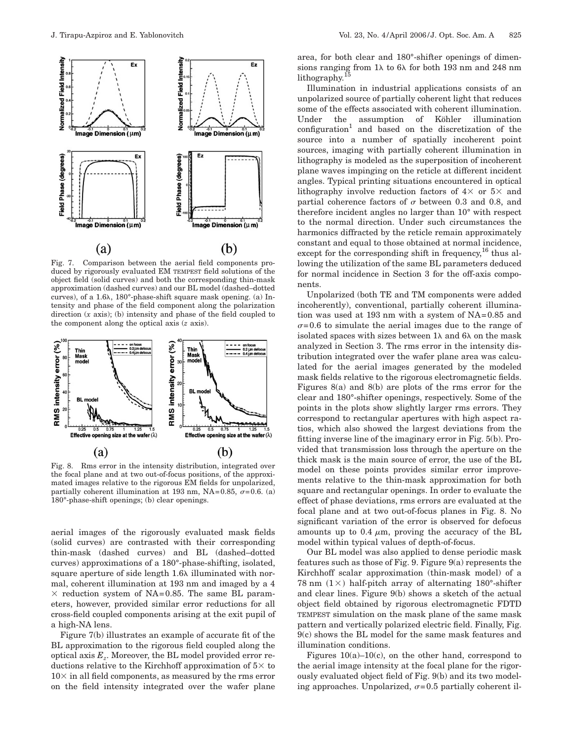Fig. 7. Comparison between the aerial field components produced by rigorously evaluated EM TEMPEST field solutions of the object field (solid curves) and both the corresponding thin-mask approximation (dashed curves) and our BL model (dashed–dotted curves), of a 1.6λ, 180°-phase-shift square mask opening. (a) Intensity and phase of the field component along the polarization direction ($x$ axis); (b) intensity and phase of the field coupled to the component along the optical axis ($z$ axis).

Fig. 8. Rms error in the intensity distribution, integrated over the focal plane and at two out-of-focus positions, of the approximated images relative to the rigorous EM fields for unpolarized, partially coherent illumination at 193 nm, NA=0.85, $\sigma$=0.6. (a) 180°-phase-shift openings; (b) clear openings.

aerial images of the rigorously evaluated mask fields (solid curves) are contrasted with their corresponding thin-mask (dashed curves) and BL (dashed–dotted curves) approximations of a 180°-phase-shifting, isolated, square aperture of side length 1.6λ illuminated with normal, coherent illumination at 193 nm and imaged by a 4 × reduction system of NA=0.85. The same BL parameters, however, provided similar error reductions for all cross-field coupled components arising at the exit pupil of a high-NA lens.

Figure 7(b) illustrates an example of accurate fit of the BL approximation to the rigorous field coupled along the optical axis $E_z$. Moreover, the BL model provided error reductions relative to the Kirchhoff approximation of 5× to 10× in all field components, as measured by the rms error on the field intensity integrated over the wafer plane area, for both clear and 180°-shifter openings of dimensions ranging from 1λ to 6λ for both 193 nm and 248 nm lithography.[15]

Illumination in industrial applications consists of an unpolarized source of partially coherent light that reduces some of the effects associated with coherent illumination. Under the assumption of Köhler illumination configuration[1] and based on the discretization of the source into a number of spatially incoherent point sources, imaging with partially coherent illumination in lithography is modeled as the superposition of incoherent plane waves impinging on the reticle at different incident angles. Typical printing situations encountered in optical lithography involve reduction factors of 4× or 5× and partial coherence factors of $\sigma$ between 0.3 and 0.8, and therefore incident angles no larger than 10° with respect to the normal direction. Under such circumstances the harmonics diffracted by the reticle remain approximately constant and equal to those obtained at normal incidence, except for the corresponding shift in frequency,[16] thus allowing the utilization of the same BL parameters deduced for normal incidence in Section 3 for the off-axis components.

Unpolarized (both TE and TM components were added incoherently), conventional, partially coherent illumination was used at 193 nm with a system of NA=0.85 and $\sigma$=0.6 to simulate the aerial images due to the range of isolated spaces with sizes between 1λ and 6λ on the mask analyzed in Section 3. The rms error in the intensity distribution integrated over the wafer plane area was calculated for the aerial images generated by the modeled mask fields relative to the rigorous electromagnetic fields. Figures 8(a) and 8(b) are plots of the rms error for the clear and 180°-shifter openings, respectively. Some of the points in the plots show slightly larger rms errors. They correspond to rectangular apertures with high aspect ratios, which also showed the largest deviations from the fitting inverse line of the imaginary error in Fig. 5(b). Provided that transmission loss through the aperture on the thick mask is the main source of error, the use of the BL model on these points provides similar error improvements relative to the thin-mask approximation for both square and rectangular openings. In order to evaluate the effect of phase deviations, rms errors are evaluated at the focal plane and at two out-of-focus planes in Fig. 8. No significant variation of the error is observed for defocus amounts up to 0.4 $\mu$m, proving the accuracy of the BL model within typical values of depth-of-focus.

Our BL model was also applied to dense periodic mask features such as those of Fig. 9. Figure 9(a) represents the Kirchhoff scalar approximation (thin-mask model) of a 78 nm (1×) half-pitch array of alternating 180°-shifter and clear lines. Figure 9(b) shows a sketch of the actual object field obtained by rigorous electromagnetic FDTD TEMPEST simulation on the mask plane of the same mask pattern and vertically polarized electric field. Finally, Fig. 9(c) shows the BL model for the same mask features and illumination conditions.

Figures 10(a)–10(c), on the other hand, correspond to the aerial image intensity at the focal plane for the rigorously evaluated object field of Fig. 9(b) and its two modeling approaches. Unpolarized, $\sigma$=0.5 partially coherent il-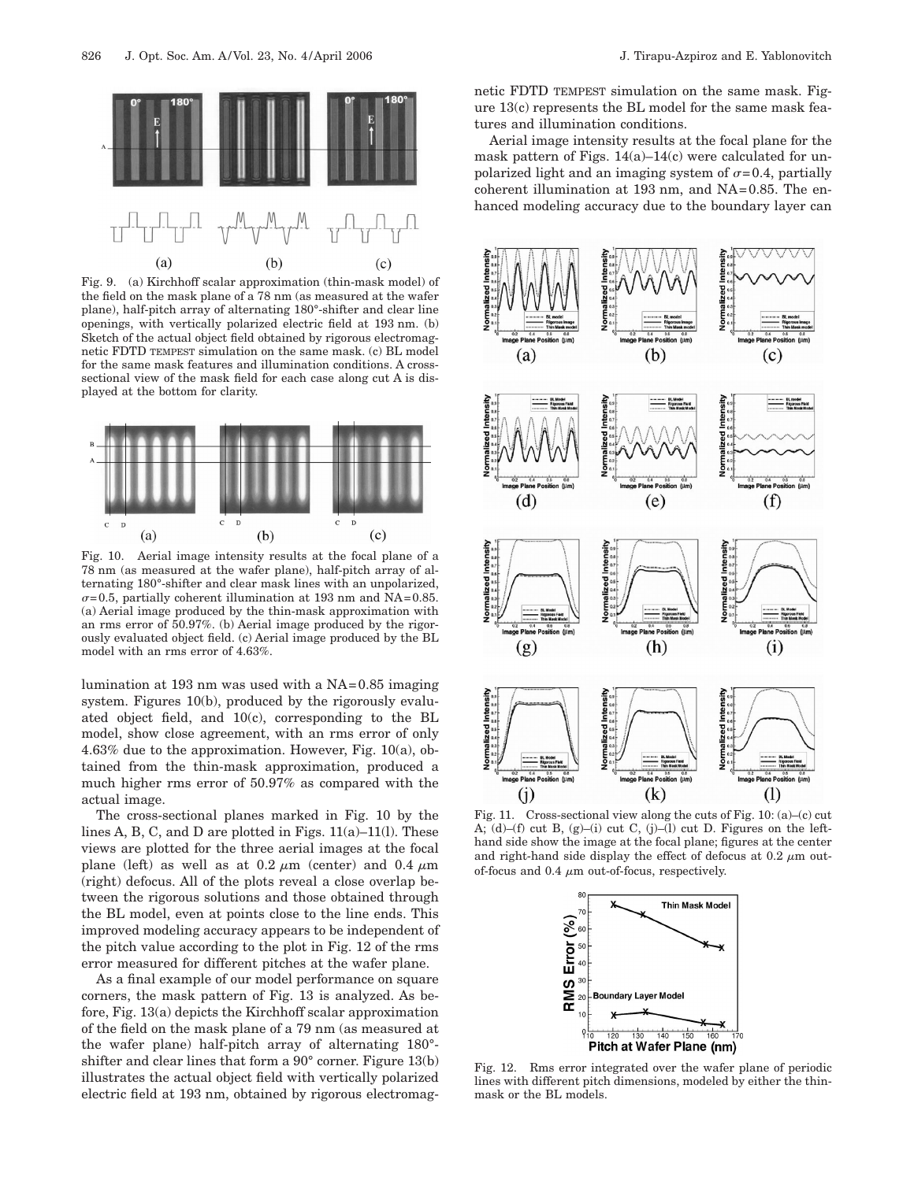Fig. 9. (a) Kirchhoff scalar approximation (thin-mask model) of the field on the mask plane of a 78 nm (as measured at the wafer plane), half-pitch array of alternating 180°-shifter and clear line openings, with vertically polarized electric field at 193 nm. (b) Sketch of the actual object field obtained by rigorous electromagnetic FDTD TEMPEST simulation on the same mask. (c) BL model for the same mask features and illumination conditions. A cross-sectional view of the mask field for each case along cut A is displayed at the bottom for clarity.

Fig. 10. Aerial image intensity results at the focal plane of a 78 nm (as measured at the wafer plane), half-pitch array of alternating 180°-shifter and clear mask lines with an unpolarized, $\sigma=0.5$, partially coherent illumination at 193 nm and NA=0.85. (a) Aerial image produced by the thin-mask approximation with an rms error of 50.97%. (b) Aerial image produced by the rigorously evaluated object field. (c) Aerial image produced by the BL model with an rms error of 4.63%.

lumination at 193 nm was used with a NA=0.85 imaging system. Figures 10(b), produced by the rigorously evaluated object field, and 10(c), corresponding to the BL model, show close agreement, with an rms error of only 4.63% due to the approximation. However, Fig. 10(a), obtained from the thin-mask approximation, produced a much higher rms error of 50.97% as compared with the actual image.

The cross-sectional planes marked in Fig. 10 by the lines A, B, C, and D are plotted in Figs. 11(a)–11(l). These views are plotted for the three aerial images at the focal plane (left) as well as at 0.2 $\mu$m (center) and 0.4 $\mu$m (right) defocus. All of the plots reveal a close overlap between the rigorous solutions and those obtained through the BL model, even at points close to the line ends. This improved modeling accuracy appears to be independent of the pitch value according to the plot in Fig. 12 of the rms error measured for different pitches at the wafer plane.

As a final example of our model performance on square corners, the mask pattern of Fig. 13 is analyzed. As before, Fig. 13(a) depicts the Kirchhoff scalar approximation of the field on the mask plane of a 79 nm (as measured at the wafer plane) half-pitch array of alternating 180°-shifter and clear lines that form a 90° corner. Figure 13(b) illustrates the actual object field with vertically polarized electric field at 193 nm, obtained by rigorous electromagnetic FDTD TEMPEST simulation on the same mask. Figure 13(c) represents the BL model for the same mask features and illumination conditions.

Aerial image intensity results at the focal plane for the mask pattern of Figs. 14(a)–14(c) were calculated for unpolarized light and an imaging system of $\sigma=0.4$, partially coherent illumination at 193 nm, and NA=0.85. The enhanced modeling accuracy due to the boundary layer can

Fig. 11. Cross-sectional view along the cuts of Fig. 10: (a)–(c) cut A; (d)–(f) cut B, (g)–(i) cut C, (j)–(l) cut D. Figures on the left-hand side show the image at the focal plane; figures at the center and right-hand side display the effect of defocus at 0.2 $\mu$m out-of-focus and 0.4 $\mu$m out-of-focus, respectively.

Fig. 12. Rms error integrated over the wafer plane of periodic lines with different pitch dimensions, modeled by either the thin-mask or the BL models.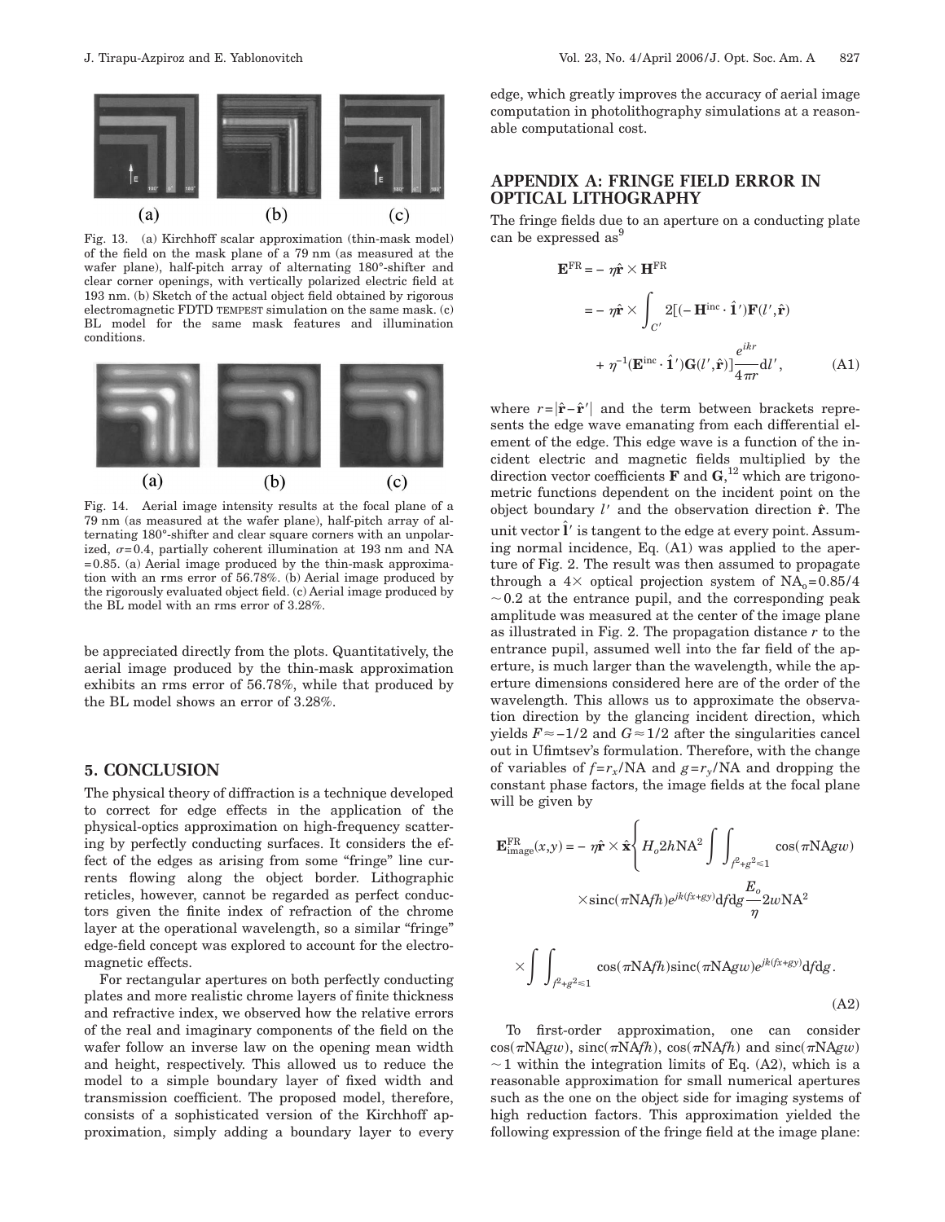Fig. 13. (a) Kirchhoff scalar approximation (thin-mask model) of the field on the mask plane of a 79 nm (as measured at the wafer plane), half-pitch array of alternating 180°-shifter and clear corner openings, with vertically polarized electric field at 193 nm. (b) Sketch of the actual object field obtained by rigorous electromagnetic FDTD TEMPEST simulation on the same mask. (c) BL model for the same mask features and illumination conditions.

Fig. 14. Aerial image intensity results at the focal plane of a 79 nm (as measured at the wafer plane), half-pitch array of alternating 180°-shifter and clear square corners with an unpolarized, $\sigma=0.4$, partially coherent illumination at 193 nm and NA $=0.85$. (a) Aerial image produced by the thin-mask approximation with an rms error of 56.78%. (b) Aerial image produced by the rigorously evaluated object field. (c) Aerial image produced by the BL model with an rms error of 3.28%.

be appreciated directly from the plots. Quantitatively, the aerial image produced by the thin-mask approximation exhibits an rms error of 56.78%, while that produced by the BL model shows an error of 3.28%.

## 5. CONCLUSION

The physical theory of diffraction is a technique developed to correct for edge effects in the application of the physical-optics approximation on high-frequency scattering by perfectly conducting surfaces. It considers the effect of the edges as arising from some "fringe" line currents flowing along the object border. Lithographic reticles, however, cannot be regarded as perfect conductors given the finite index of refraction of the chrome layer at the operational wavelength, so a similar "fringe" edge-field concept was explored to account for the electromagnetic effects.

For rectangular apertures on both perfectly conducting plates and more realistic chrome layers of finite thickness and refractive index, we observed how the relative errors of the real and imaginary components of the field on the wafer follow an inverse law on the opening mean width and height, respectively. This allowed us to reduce the model to a simple boundary layer of fixed width and transmission coefficient. The proposed model, therefore, consists of a sophisticated version of the Kirchhoff approximation, simply adding a boundary layer to every edge, which greatly improves the accuracy of aerial image computation in photolithography simulations at a reasonable computational cost.

## APPENDIX A: FRINGE FIELD ERROR IN OPTICAL LITHOGRAPHY

The fringe fields due to an aperture on a conducting plate can be expressed as[9]

$$\begin{aligned}\mathbf{E}^{\mathrm{FR}} &= -\eta\hat{\mathbf{r}}\times\mathbf{H}^{\mathrm{FR}}\\ &= -\eta\hat{\mathbf{r}}\times\int_{C'}2[(-\mathbf{H}^{\mathrm{inc}}\cdot\hat{\mathbf{l}}')\mathbf{F}(l',\hat{\mathbf{r}})\\ &\quad+\eta^{-1}(\mathbf{E}^{\mathrm{inc}}\cdot\hat{\mathbf{l}}')\mathbf{G}(l',\hat{\mathbf{r}})]\frac{e^{ikr}}{4\pi r}\mathrm{d}l',\end{aligned} \tag{A1}$$

where $r=|\hat{\mathbf{r}}-\hat{\mathbf{r}}'|$ and the term between brackets represents the edge wave emanating from each differential element of the edge. This edge wave is a function of the incident electric and magnetic fields multiplied by the direction vector coefficients $\mathbf{F}$ and $\mathbf{G}$,[12] which are trigonometric functions dependent on the incident point on the object boundary $l'$ and the observation direction $\hat{\mathbf{r}}$. The unit vector $\hat{\mathbf{l}}'$ is tangent to the edge at every point. Assuming normal incidence, Eq. (A1) was applied to the aperture of Fig. 2. The result was then assumed to propagate through a 4× optical projection system of $\mathrm{NA}_o=0.85/4\sim0.2$ at the entrance pupil, and the corresponding peak amplitude was measured at the center of the image plane as illustrated in Fig. 2. The propagation distance $r$ to the entrance pupil, assumed well into the far field of the aperture, is much larger than the wavelength, while the aperture dimensions considered here are of the order of the wavelength. This allows us to approximate the observation direction by the glancing incident direction, which yields $F\approx-1/2$ and $G\approx1/2$ after the singularities cancel out in Ufimtsev's formulation. Therefore, with the change of variables of $f=r_x/\mathrm{NA}$ and $g=r_y/\mathrm{NA}$ and dropping the constant phase factors, the image fields at the focal plane will be given by

$$\begin{aligned}\mathbf{E}^{\mathrm{FR}}_{\mathrm{image}}(x,y) = -\eta\hat{\mathbf{r}}\times\hat{\mathbf{x}}\Bigg\{&H_o2h\mathrm{NA}^2\int\int_{f^2+g^2\leq1}\cos(\pi\mathrm{NA}gw)\\ &\times\mathrm{sinc}(\pi\mathrm{NA}fh)e^{jk(fx+gy)}\mathrm{d}f\mathrm{d}g\frac{E_o}{\eta}2w\mathrm{NA}^2\\ &\times\int\int_{f^2+g^2\leq1}\cos(\pi\mathrm{NA}fh)\mathrm{sinc}(\pi\mathrm{NA}gw)e^{jk(fx+gy)}\mathrm{d}f\mathrm{d}g.\end{aligned} \tag{A2}$$

To first-order approximation, one can consider $\cos(\pi\mathrm{NA}gw)$, $\mathrm{sinc}(\pi\mathrm{NA}fh)$, $\cos(\pi\mathrm{NA}fh)$ and $\mathrm{sinc}(\pi\mathrm{NA}gw)$ $\sim1$ within the integration limits of Eq. (A2), which is a reasonable approximation for small numerical apertures such as the one on the object side for imaging systems of high reduction factors. This approximation yielded the following expression of the fringe field at the image plane: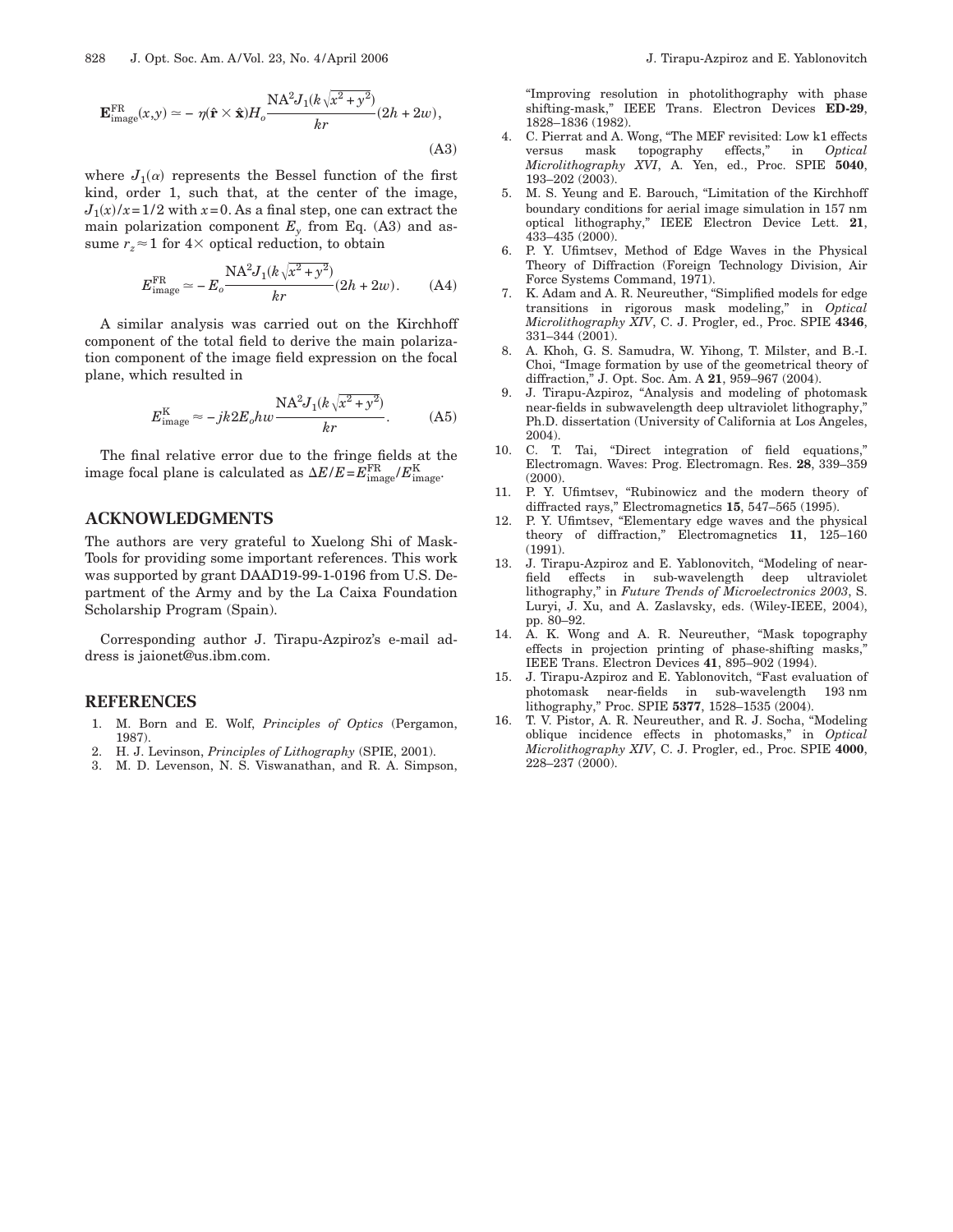$$\mathbf{E}^{\mathrm{FR}}_{\mathrm{image}}(x,y) \simeq -\eta(\hat{\mathbf{r}}\times\hat{\mathbf{x}})H_o \frac{\mathrm{NA}^2 J_1(k\sqrt{x^2+y^2})}{kr}(2h+2w), \tag{A3}$$

where $J_1(\alpha)$ represents the Bessel function of the first kind, order 1, such that, at the center of the image, $J_1(x)/x=1/2$ with $x=0$. As a final step, one can extract the main polarization component $E_y$ from Eq. (A3) and assume $r_z \approx 1$ for $4\times$ optical reduction, to obtain

$$E^{\mathrm{FR}}_{\mathrm{image}} \simeq -E_o \frac{\mathrm{NA}^2 J_1(k\sqrt{x^2+y^2})}{kr}(2h+2w). \tag{A4}$$

A similar analysis was carried out on the Kirchhoff component of the total field to derive the main polarization component of the image field expression on the focal plane, which resulted in

$$E^{\mathrm{K}}_{\mathrm{image}} \approx -jk2E_o hw \frac{\mathrm{NA}^2 J_1(k\sqrt{x^2+y^2})}{kr}. \tag{A5}$$

The final relative error due to the fringe fields at the image focal plane is calculated as $\Delta E/E = E^{\mathrm{FR}}_{\mathrm{image}}/E^{\mathrm{K}}_{\mathrm{image}}$.

## ACKNOWLEDGMENTS

The authors are very grateful to Xuelong Shi of Mask-Tools for providing some important references. This work was supported by grant DAAD19-99-1-0196 from U.S. Department of the Army and by the La Caixa Foundation Scholarship Program (Spain).

Corresponding author J. Tirapu-Azpiroz's e-mail address is jaionet@us.ibm.com.

## REFERENCES

1. M. Born and E. Wolf, *Principles of Optics* (Pergamon, 1987).
2. H. J. Levinson, *Principles of Lithography* (SPIE, 2001).
3. M. D. Levenson, N. S. Viswanathan, and R. A. Simpson, "Improving resolution in photolithography with phase shifting-mask," IEEE Trans. Electron Devices **ED-29**, 1828–1836 (1982).
4. C. Pierrat and A. Wong, "The MEF revisited: Low k1 effects versus mask topography effects," in *Optical Microlithography XVI*, A. Yen, ed., Proc. SPIE **5040**, 193–202 (2003).
5. M. S. Yeung and E. Barouch, "Limitation of the Kirchhoff boundary conditions for aerial image simulation in 157 nm optical lithography," IEEE Electron Device Lett. **21**, 433–435 (2000).
6. P. Y. Ufimtsev, Method of Edge Waves in the Physical Theory of Diffraction (Foreign Technology Division, Air Force Systems Command, 1971).
7. K. Adam and A. R. Neureuther, "Simplified models for edge transitions in rigorous mask modeling," in *Optical Microlithography XIV*, C. J. Progler, ed., Proc. SPIE **4346**, 331–344 (2001).
8. A. Khoh, G. S. Samudra, W. Yihong, T. Milster, and B.-I. Choi, "Image formation by use of the geometrical theory of diffraction," J. Opt. Soc. Am. A **21**, 959–967 (2004).
9. J. Tirapu-Azpiroz, "Analysis and modeling of photomask near-fields in subwavelength deep ultraviolet lithography," Ph.D. dissertation (University of California at Los Angeles, 2004).
10. C. T. Tai, "Direct integration of field equations," Electromagn. Waves: Prog. Electromagn. Res. **28**, 339–359 (2000).
11. P. Y. Ufimtsev, "Rubinowicz and the modern theory of diffracted rays," Electromagnetics **15**, 547–565 (1995).
12. P. Y. Ufimtsev, "Elementary edge waves and the physical theory of diffraction," Electromagnetics **11**, 125–160 (1991).
13. J. Tirapu-Azpiroz and E. Yablonovitch, "Modeling of near-field effects in sub-wavelength deep ultraviolet lithography," in *Future Trends of Microelectronics 2003*, S. Luryi, J. Xu, and A. Zaslavsky, eds. (Wiley-IEEE, 2004), pp. 80–92.
14. A. K. Wong and A. R. Neureuther, "Mask topography effects in projection printing of phase-shifting masks," IEEE Trans. Electron Devices **41**, 895–902 (1994).
15. J. Tirapu-Azpiroz and E. Yablonovitch, "Fast evaluation of photomask near-fields in sub-wavelength 193 nm lithography," Proc. SPIE **5377**, 1528–1535 (2004).
16. T. V. Pistor, A. R. Neureuther, and R. J. Socha, "Modeling oblique incidence effects in photomasks," in *Optical Microlithography XIV*, C. J. Progler, ed., Proc. SPIE **4000**, 228–237 (2000).